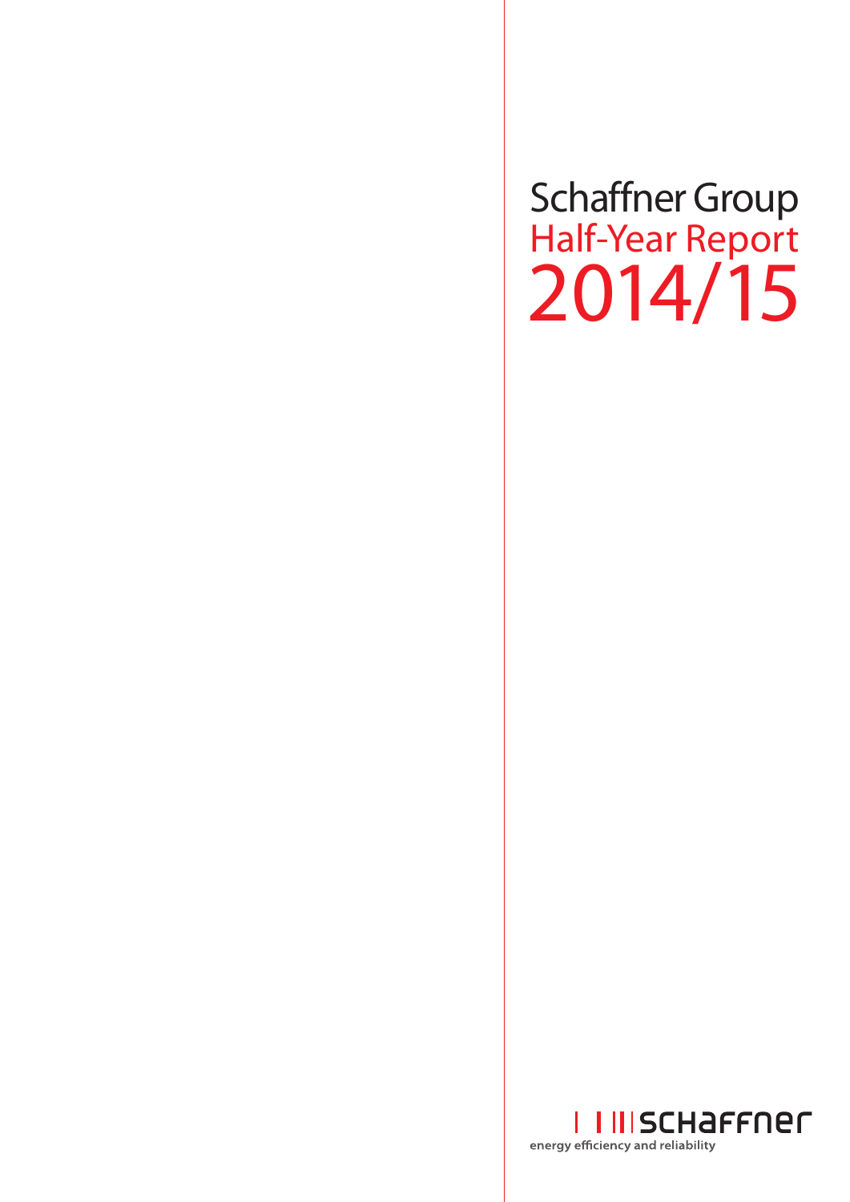# Schaffner Group
## Half-Year Report
# 2014/15

schaffner

energy efficiency and reliability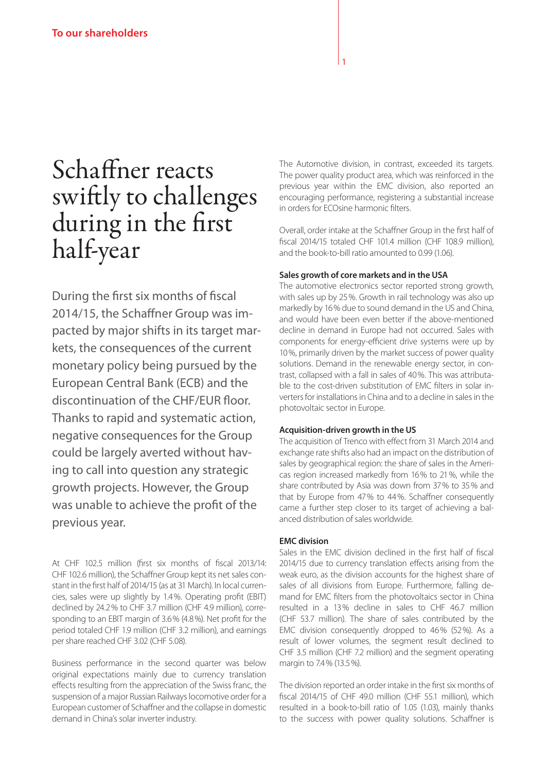# Schaffner reacts swiftly to challenges during in the first half-year

During the first six months of fiscal 2014/15, the Schaffner Group was impacted by major shifts in its target markets, the consequences of the current monetary policy being pursued by the European Central Bank (ECB) and the discontinuation of the CHF/EUR floor. Thanks to rapid and systematic action, negative consequences for the Group could be largely averted without having to call into question any strategic growth projects. However, the Group was unable to achieve the profit of the previous year.

At CHF 102.5 million (first six months of fiscal 2013/14: CHF 102.6 million), the Schaffner Group kept its net sales constant in the first half of 2014/15 (as at 31 March). In local currencies, sales were up slightly by 1.4%. Operating profit (EBIT) declined by 24.2% to CHF 3.7 million (CHF 4.9 million), corresponding to an EBIT margin of 3.6% (4.8%). Net profit for the period totaled CHF 1.9 million (CHF 3.2 million), and earnings per share reached CHF 3.02 (CHF 5.08).

Business performance in the second quarter was below original expectations mainly due to currency translation effects resulting from the appreciation of the Swiss franc, the suspension of a major Russian Railways locomotive order for a European customer of Schaffner and the collapse in domestic demand in China's solar inverter industry.

The Automotive division, in contrast, exceeded its targets. The power quality product area, which was reinforced in the previous year within the EMC division, also reported an encouraging performance, registering a substantial increase in orders for ECOsine harmonic filters.

Overall, order intake at the Schaffner Group in the first half of fiscal 2014/15 totaled CHF 101.4 million (CHF 108.9 million), and the book-to-bill ratio amounted to 0.99 (1.06).

**Sales growth of core markets and in the USA**

The automotive electronics sector reported strong growth, with sales up by 25%. Growth in rail technology was also up markedly by 16% due to sound demand in the US and China, and would have been even better if the above-mentioned decline in demand in Europe had not occurred. Sales with components for energy-efficient drive systems were up by 10%, primarily driven by the market success of power quality solutions. Demand in the renewable energy sector, in contrast, collapsed with a fall in sales of 40%. This was attributable to the cost-driven substitution of EMC filters in solar inverters for installations in China and to a decline in sales in the photovoltaic sector in Europe.

**Acquisition-driven growth in the US**

The acquisition of Trenco with effect from 31 March 2014 and exchange rate shifts also had an impact on the distribution of sales by geographical region: the share of sales in the Americas region increased markedly from 16% to 21%, while the share contributed by Asia was down from 37% to 35% and that by Europe from 47% to 44%. Schaffner consequently came a further step closer to its target of achieving a balanced distribution of sales worldwide.

**EMC division**

Sales in the EMC division declined in the first half of fiscal 2014/15 due to currency translation effects arising from the weak euro, as the division accounts for the highest share of sales of all divisions from Europe. Furthermore, falling demand for EMC filters from the photovoltaics sector in China resulted in a 13% decline in sales to CHF 46.7 million (CHF 53.7 million). The share of sales contributed by the EMC division consequently dropped to 46% (52%). As a result of lower volumes, the segment result declined to CHF 3.5 million (CHF 7.2 million) and the segment operating margin to 7.4% (13.5%).

The division reported an order intake in the first six months of fiscal 2014/15 of CHF 49.0 million (CHF 55.1 million), which resulted in a book-to-bill ratio of 1.05 (1.03), mainly thanks to the success with power quality solutions. Schaffner is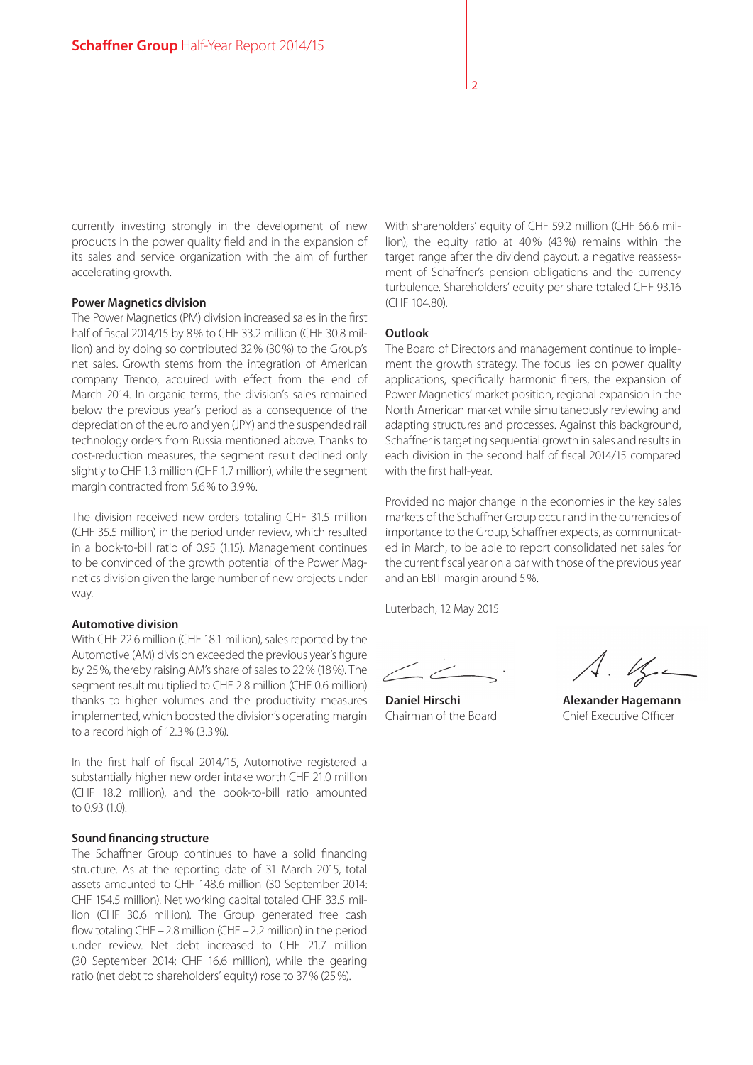currently investing strongly in the development of new products in the power quality field and in the expansion of its sales and service organization with the aim of further accelerating growth.

**Power Magnetics division**

The Power Magnetics (PM) division increased sales in the first half of fiscal 2014/15 by 8% to CHF 33.2 million (CHF 30.8 million) and by doing so contributed 32% (30%) to the Group's net sales. Growth stems from the integration of American company Trenco, acquired with effect from the end of March 2014. In organic terms, the division's sales remained below the previous year's period as a consequence of the depreciation of the euro and yen (JPY) and the suspended rail technology orders from Russia mentioned above. Thanks to cost-reduction measures, the segment result declined only slightly to CHF 1.3 million (CHF 1.7 million), while the segment margin contracted from 5.6% to 3.9%.

The division received new orders totaling CHF 31.5 million (CHF 35.5 million) in the period under review, which resulted in a book-to-bill ratio of 0.95 (1.15). Management continues to be convinced of the growth potential of the Power Magnetics division given the large number of new projects under way.

**Automotive division**

With CHF 22.6 million (CHF 18.1 million), sales reported by the Automotive (AM) division exceeded the previous year's figure by 25%, thereby raising AM's share of sales to 22% (18%). The segment result multiplied to CHF 2.8 million (CHF 0.6 million) thanks to higher volumes and the productivity measures implemented, which boosted the division's operating margin to a record high of 12.3% (3.3%).

In the first half of fiscal 2014/15, Automotive registered a substantially higher new order intake worth CHF 21.0 million (CHF 18.2 million), and the book-to-bill ratio amounted to 0.93 (1.0).

**Sound financing structure**

The Schaffner Group continues to have a solid financing structure. As at the reporting date of 31 March 2015, total assets amounted to CHF 148.6 million (30 September 2014: CHF 154.5 million). Net working capital totaled CHF 33.5 million (CHF 30.6 million). The Group generated free cash flow totaling CHF – 2.8 million (CHF – 2.2 million) in the period under review. Net debt increased to CHF 21.7 million (30 September 2014: CHF 16.6 million), while the gearing ratio (net debt to shareholders' equity) rose to 37% (25%).

With shareholders' equity of CHF 59.2 million (CHF 66.6 million), the equity ratio at 40% (43%) remains within the target range after the dividend payout, a negative reassessment of Schaffner's pension obligations and the currency turbulence. Shareholders' equity per share totaled CHF 93.16 (CHF 104.80).

**Outlook**

The Board of Directors and management continue to implement the growth strategy. The focus lies on power quality applications, specifically harmonic filters, the expansion of Power Magnetics' market position, regional expansion in the North American market while simultaneously reviewing and adapting structures and processes. Against this background, Schaffner is targeting sequential growth in sales and results in each division in the second half of fiscal 2014/15 compared with the first half-year.

Provided no major change in the economies in the key sales markets of the Schaffner Group occur and in the currencies of importance to the Group, Schaffner expects, as communicated in March, to be able to report consolidated net sales for the current fiscal year on a par with those of the previous year and an EBIT margin around 5%.

Luterbach, 12 May 2015

**Daniel Hirschi**
Chairman of the Board

**Alexander Hagemann**
Chief Executive Officer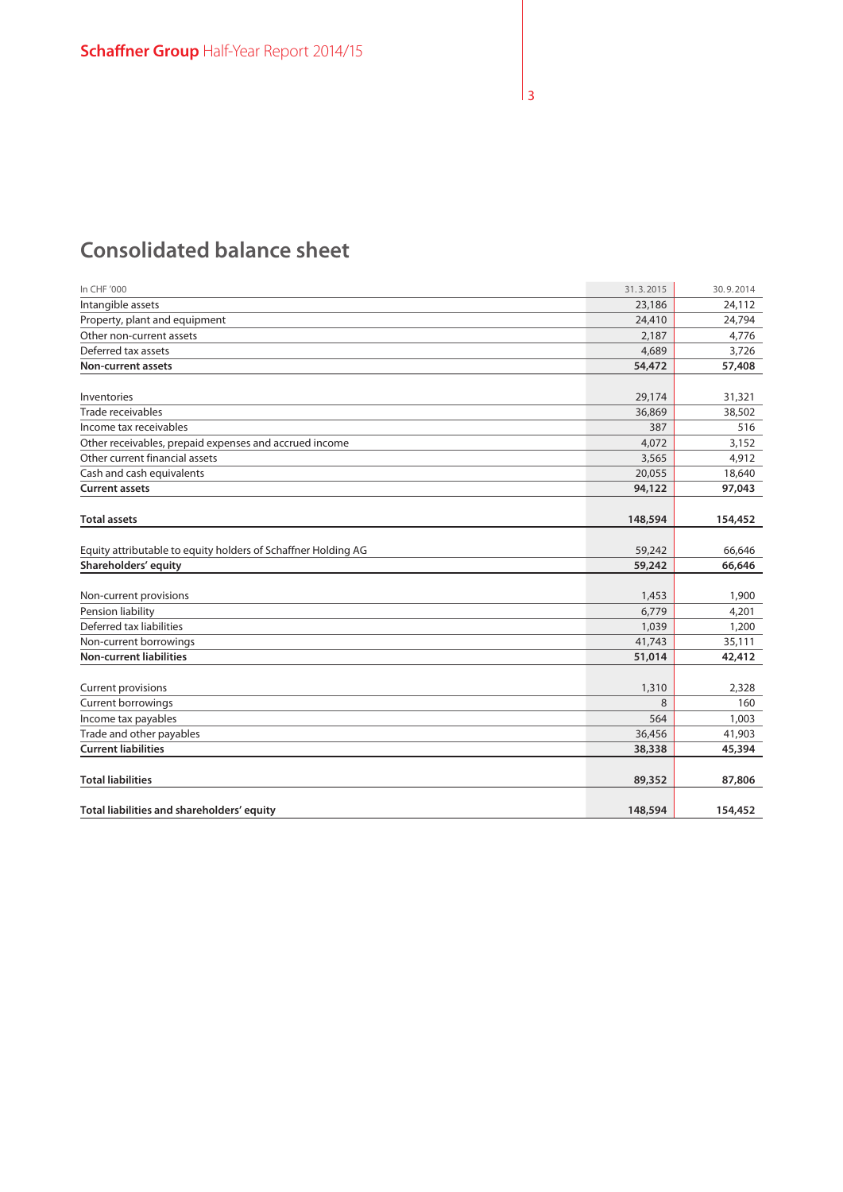# Consolidated balance sheet

| In CHF '000 | 31.3.2015 | 30.9.2014 |
|---|---|---|
| Intangible assets | 23,186 | 24,112 |
| Property, plant and equipment | 24,410 | 24,794 |
| Other non-current assets | 2,187 | 4,776 |
| Deferred tax assets | 4,689 | 3,726 |
| **Non-current assets** | **54,472** | **57,408** |
| | | |
| Inventories | 29,174 | 31,321 |
| Trade receivables | 36,869 | 38,502 |
| Income tax receivables | 387 | 516 |
| Other receivables, prepaid expenses and accrued income | 4,072 | 3,152 |
| Other current financial assets | 3,565 | 4,912 |
| Cash and cash equivalents | 20,055 | 18,640 |
| **Current assets** | **94,122** | **97,043** |
| | | |
| **Total assets** | **148,594** | **154,452** |
| | | |
| Equity attributable to equity holders of Schaffner Holding AG | 59,242 | 66,646 |
| **Shareholders' equity** | **59,242** | **66,646** |
| | | |
| Non-current provisions | 1,453 | 1,900 |
| Pension liability | 6,779 | 4,201 |
| Deferred tax liabilities | 1,039 | 1,200 |
| Non-current borrowings | 41,743 | 35,111 |
| **Non-current liabilities** | **51,014** | **42,412** |
| | | |
| Current provisions | 1,310 | 2,328 |
| Current borrowings | 8 | 160 |
| Income tax payables | 564 | 1,003 |
| Trade and other payables | 36,456 | 41,903 |
| **Current liabilities** | **38,338** | **45,394** |
| | | |
| **Total liabilities** | **89,352** | **87,806** |
| | | |
| **Total liabilities and shareholders' equity** | **148,594** | **154,452** |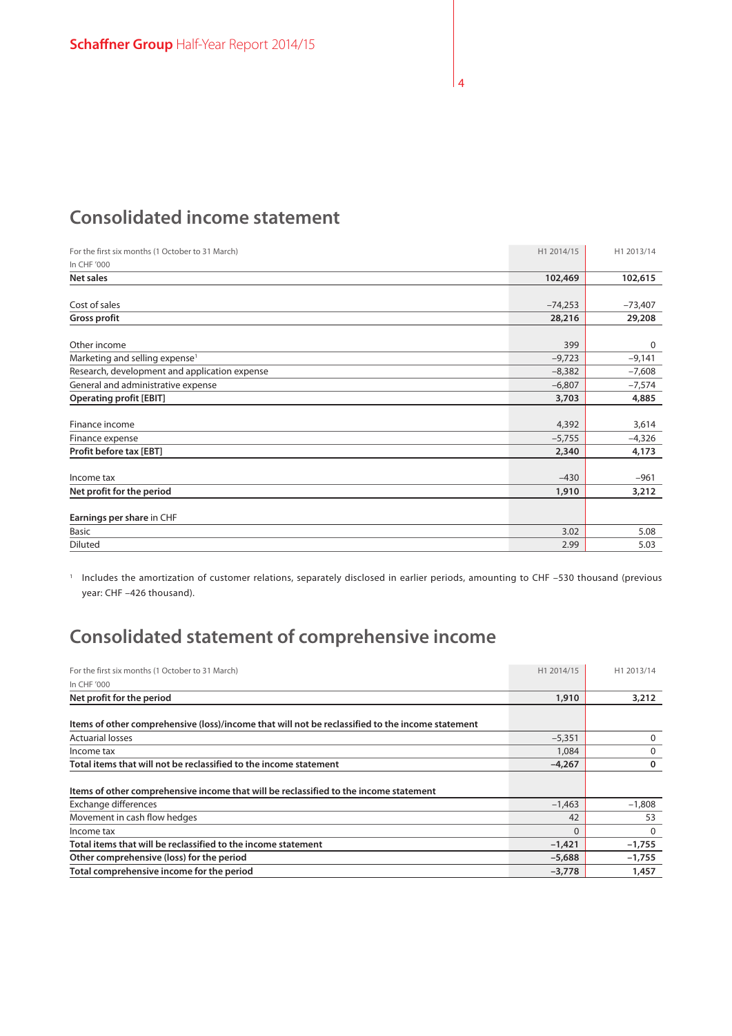## Consolidated income statement

| For the first six months (1 October to 31 March)<br>In CHF '000 | H1 2014/15 | H1 2013/14 |
|---|---|---|
| **Net sales** | **102,469** | **102,615** |
| | | |
| Cost of sales | –74,253 | –73,407 |
| **Gross profit** | **28,216** | **29,208** |
| | | |
| Other income | 399 | 0 |
| Marketing and selling expense[1] | –9,723 | –9,141 |
| Research, development and application expense | –8,382 | –7,608 |
| General and administrative expense | –6,807 | –7,574 |
| **Operating profit [EBIT]** | **3,703** | **4,885** |
| | | |
| Finance income | 4,392 | 3,614 |
| Finance expense | –5,755 | –4,326 |
| **Profit before tax [EBT]** | **2,340** | **4,173** |
| | | |
| Income tax | –430 | –961 |
| **Net profit for the period** | **1,910** | **3,212** |
| | | |
| **Earnings per share** in CHF | | |
| Basic | 3.02 | 5.08 |
| Diluted | 2.99 | 5.03 |

[1] Includes the amortization of customer relations, separately disclosed in earlier periods, amounting to CHF –530 thousand (previous year: CHF –426 thousand).

## Consolidated statement of comprehensive income

| For the first six months (1 October to 31 March)<br>In CHF '000 | H1 2014/15 | H1 2013/14 |
|---|---|---|
| **Net profit for the period** | **1,910** | **3,212** |
| | | |
| **Items of other comprehensive (loss)/income that will not be reclassified to the income statement** | | |
| Actuarial losses | –5,351 | 0 |
| Income tax | 1,084 | 0 |
| **Total items that will not be reclassified to the income statement** | **–4,267** | **0** |
| | | |
| **Items of other comprehensive income that will be reclassified to the income statement** | | |
| Exchange differences | –1,463 | –1,808 |
| Movement in cash flow hedges | 42 | 53 |
| Income tax | 0 | 0 |
| **Total items that will be reclassified to the income statement** | **–1,421** | **–1,755** |
| **Other comprehensive (loss) for the period** | **–5,688** | **–1,755** |
| **Total comprehensive income for the period** | **–3,778** | **1,457** |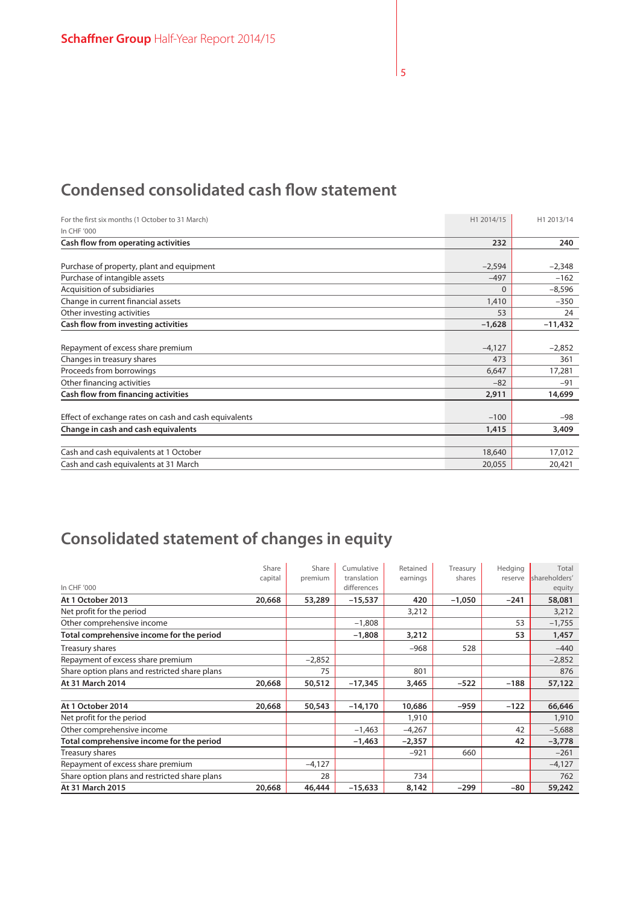## Condensed consolidated cash flow statement

| For the first six months (1 October to 31 March)<br>In CHF '000 | H1 2014/15 | H1 2013/14 |
|---|---|---|
| **Cash flow from operating activities** | **232** | **240** |
| | | |
| Purchase of property, plant and equipment | –2,594 | –2,348 |
| Purchase of intangible assets | –497 | –162 |
| Acquisition of subsidiaries | 0 | –8,596 |
| Change in current financial assets | 1,410 | –350 |
| Other investing activities | 53 | 24 |
| **Cash flow from investing activities** | **–1,628** | **–11,432** |
| | | |
| Repayment of excess share premium | –4,127 | –2,852 |
| Changes in treasury shares | 473 | 361 |
| Proceeds from borrowings | 6,647 | 17,281 |
| Other financing activities | –82 | –91 |
| **Cash flow from financing activities** | **2,911** | **14,699** |
| | | |
| Effect of exchange rates on cash and cash equivalents | –100 | –98 |
| **Change in cash and cash equivalents** | **1,415** | **3,409** |
| | | |
| Cash and cash equivalents at 1 October | 18,640 | 17,012 |
| Cash and cash equivalents at 31 March | 20,055 | 20,421 |

## Consolidated statement of changes in equity

| In CHF '000 | Share capital | Share premium | Cumulative translation differences | Retained earnings | Treasury shares | Hedging reserve | Total shareholders' equity |
|---|---|---|---|---|---|---|---|
| **At 1 October 2013** | **20,668** | **53,289** | **–15,537** | **420** | **–1,050** | **–241** | **58,081** |
| Net profit for the period | | | | 3,212 | | | 3,212 |
| Other comprehensive income | | | –1,808 | | | 53 | –1,755 |
| **Total comprehensive income for the period** | | | **–1,808** | **3,212** | | **53** | **1,457** |
| Treasury shares | | | | –968 | 528 | | –440 |
| Repayment of excess share premium | | –2,852 | | | | | –2,852 |
| Share option plans and restricted share plans | | 75 | | 801 | | | 876 |
| **At 31 March 2014** | **20,668** | **50,512** | **–17,345** | **3,465** | **–522** | **–188** | **57,122** |
| | | | | | | | |
| **At 1 October 2014** | **20,668** | **50,543** | **–14,170** | **10,686** | **–959** | **–122** | **66,646** |
| Net profit for the period | | | | 1,910 | | | 1,910 |
| Other comprehensive income | | | –1,463 | –4,267 | | 42 | –5,688 |
| **Total comprehensive income for the period** | | | **–1,463** | **–2,357** | | **42** | **–3,778** |
| Treasury shares | | | | –921 | 660 | | –261 |
| Repayment of excess share premium | | –4,127 | | | | | –4,127 |
| Share option plans and restricted share plans | | 28 | | 734 | | | 762 |
| **At 31 March 2015** | **20,668** | **46,444** | **–15,633** | **8,142** | **–299** | **–80** | **59,242** |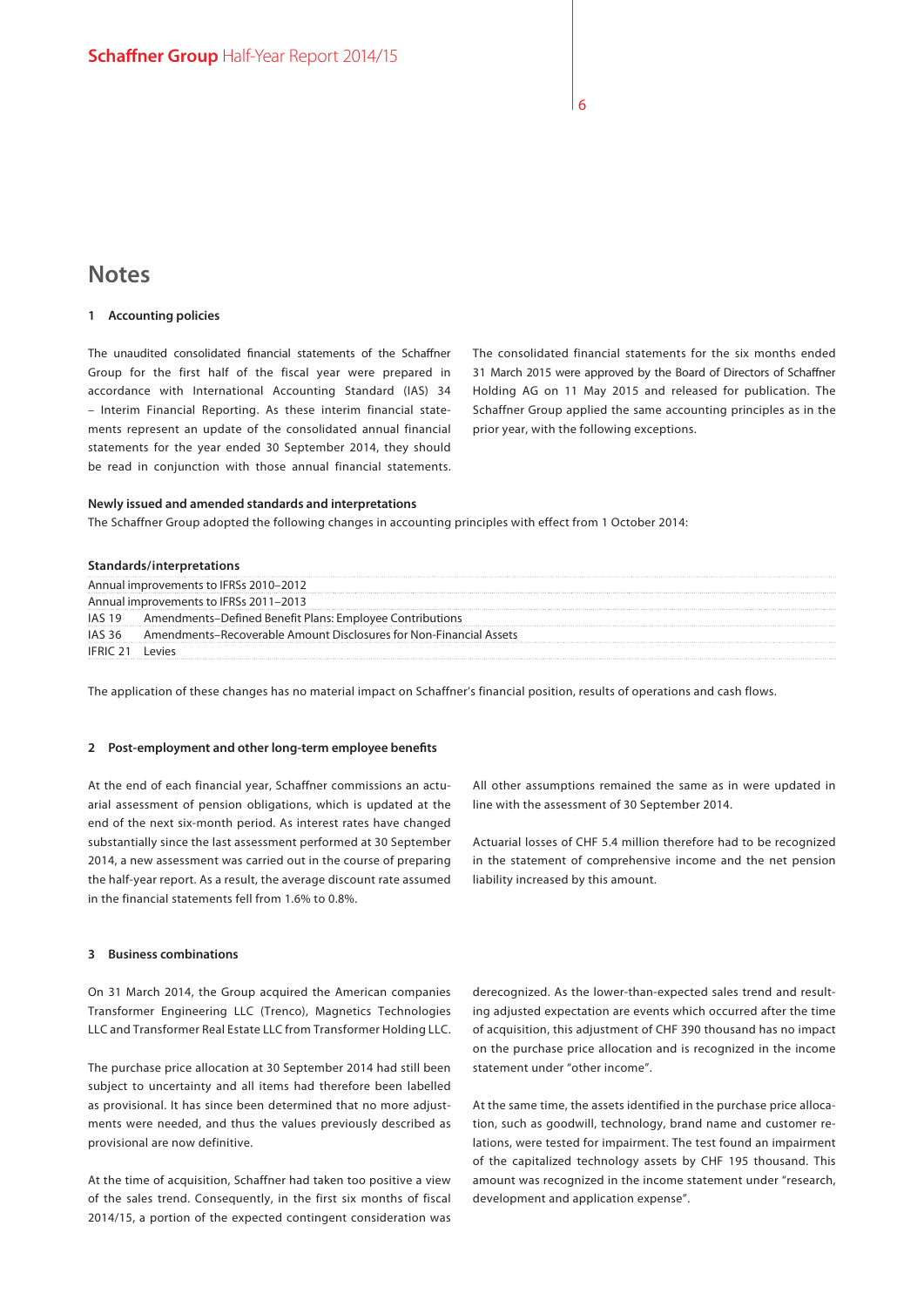# Notes

## 1 Accounting policies

The unaudited consolidated financial statements of the Schaffner Group for the first half of the fiscal year were prepared in accordance with International Accounting Standard (IAS) 34 – Interim Financial Reporting. As these interim financial statements represent an update of the consolidated annual financial statements for the year ended 30 September 2014, they should be read in conjunction with those annual financial statements.

The consolidated financial statements for the six months ended 31 March 2015 were approved by the Board of Directors of Schaffner Holding AG on 11 May 2015 and released for publication. The Schaffner Group applied the same accounting principles as in the prior year, with the following exceptions.

**Newly issued and amended standards and interpretations**

The Schaffner Group adopted the following changes in accounting principles with effect from 1 October 2014:

| Standards/interpretations | |
|---|---|
| Annual improvements to IFRSs 2010–2012 | |
| Annual improvements to IFRSs 2011–2013 | |
| IAS 19 | Amendments–Defined Benefit Plans: Employee Contributions |
| IAS 36 | Amendments–Recoverable Amount Disclosures for Non-Financial Assets |
| IFRIC 21 | Levies |

The application of these changes has no material impact on Schaffner's financial position, results of operations and cash flows.

## 2 Post-employment and other long-term employee benefits

At the end of each financial year, Schaffner commissions an actuarial assessment of pension obligations, which is updated at the end of the next six-month period. As interest rates have changed substantially since the last assessment performed at 30 September 2014, a new assessment was carried out in the course of preparing the half-year report. As a result, the average discount rate assumed in the financial statements fell from 1.6% to 0.8%.

All other assumptions remained the same as in were updated in line with the assessment of 30 September 2014.

Actuarial losses of CHF 5.4 million therefore had to be recognized in the statement of comprehensive income and the net pension liability increased by this amount.

## 3 Business combinations

On 31 March 2014, the Group acquired the American companies Transformer Engineering LLC (Trenco), Magnetics Technologies LLC and Transformer Real Estate LLC from Transformer Holding LLC.

The purchase price allocation at 30 September 2014 had still been subject to uncertainty and all items had therefore been labelled as provisional. It has since been determined that no more adjustments were needed, and thus the values previously described as provisional are now definitive.

At the time of acquisition, Schaffner had taken too positive a view of the sales trend. Consequently, in the first six months of fiscal 2014/15, a portion of the expected contingent consideration was derecognized. As the lower-than-expected sales trend and resulting adjusted expectation are events which occurred after the time of acquisition, this adjustment of CHF 390 thousand has no impact on the purchase price allocation and is recognized in the income statement under "other income".

At the same time, the assets identified in the purchase price allocation, such as goodwill, technology, brand name and customer relations, were tested for impairment. The test found an impairment of the capitalized technology assets by CHF 195 thousand. This amount was recognized in the income statement under "research, development and application expense".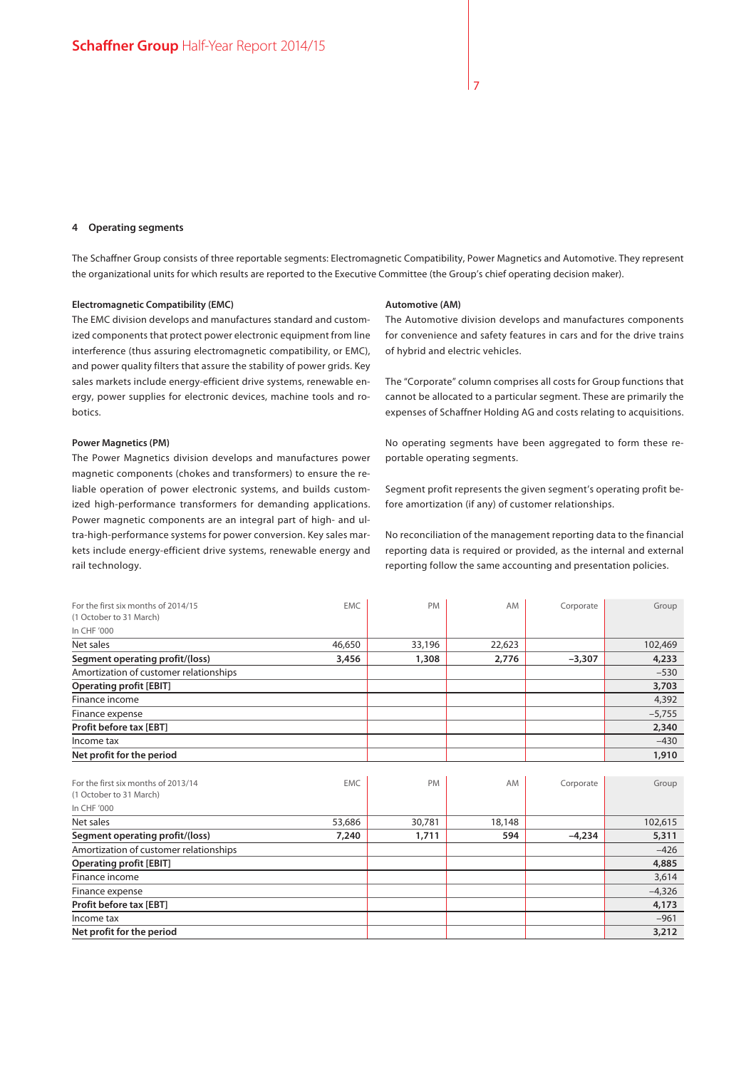## 4 Operating segments

The Schaffner Group consists of three reportable segments: Electromagnetic Compatibility, Power Magnetics and Automotive. They represent the organizational units for which results are reported to the Executive Committee (the Group's chief operating decision maker).

**Electromagnetic Compatibility (EMC)**
The EMC division develops and manufactures standard and customized components that protect power electronic equipment from line interference (thus assuring electromagnetic compatibility, or EMC), and power quality filters that assure the stability of power grids. Key sales markets include energy-efficient drive systems, renewable energy, power supplies for electronic devices, machine tools and robotics.

**Power Magnetics (PM)**
The Power Magnetics division develops and manufactures power magnetic components (chokes and transformers) to ensure the reliable operation of power electronic systems, and builds customized high-performance transformers for demanding applications. Power magnetic components are an integral part of high- and ultra-high-performance systems for power conversion. Key sales markets include energy-efficient drive systems, renewable energy and rail technology.

**Automotive (AM)**
The Automotive division develops and manufactures components for convenience and safety features in cars and for the drive trains of hybrid and electric vehicles.

The "Corporate" column comprises all costs for Group functions that cannot be allocated to a particular segment. These are primarily the expenses of Schaffner Holding AG and costs relating to acquisitions.

No operating segments have been aggregated to form these reportable operating segments.

Segment profit represents the given segment's operating profit before amortization (if any) of customer relationships.

No reconciliation of the management reporting data to the financial reporting data is required or provided, as the internal and external reporting follow the same accounting and presentation policies.

| For the first six months of 2014/15 (1 October to 31 March) In CHF '000 | EMC | PM | AM | Corporate | Group |
|---|---|---|---|---|---|
| Net sales | 46,650 | 33,196 | 22,623 | | 102,469 |
| **Segment operating profit/(loss)** | **3,456** | **1,308** | **2,776** | **–3,307** | **4,233** |
| Amortization of customer relationships | | | | | –530 |
| **Operating profit [EBIT]** | | | | | **3,703** |
| Finance income | | | | | 4,392 |
| Finance expense | | | | | –5,755 |
| **Profit before tax [EBT]** | | | | | **2,340** |
| Income tax | | | | | –430 |
| **Net profit for the period** | | | | | **1,910** |

| For the first six months of 2013/14 (1 October to 31 March) In CHF '000 | EMC | PM | AM | Corporate | Group |
|---|---|---|---|---|---|
| Net sales | 53,686 | 30,781 | 18,148 | | 102,615 |
| **Segment operating profit/(loss)** | **7,240** | **1,711** | **594** | **–4,234** | **5,311** |
| Amortization of customer relationships | | | | | –426 |
| **Operating profit [EBIT]** | | | | | **4,885** |
| Finance income | | | | | 3,614 |
| Finance expense | | | | | –4,326 |
| **Profit before tax [EBT]** | | | | | **4,173** |
| Income tax | | | | | –961 |
| **Net profit for the period** | | | | | **3,212** |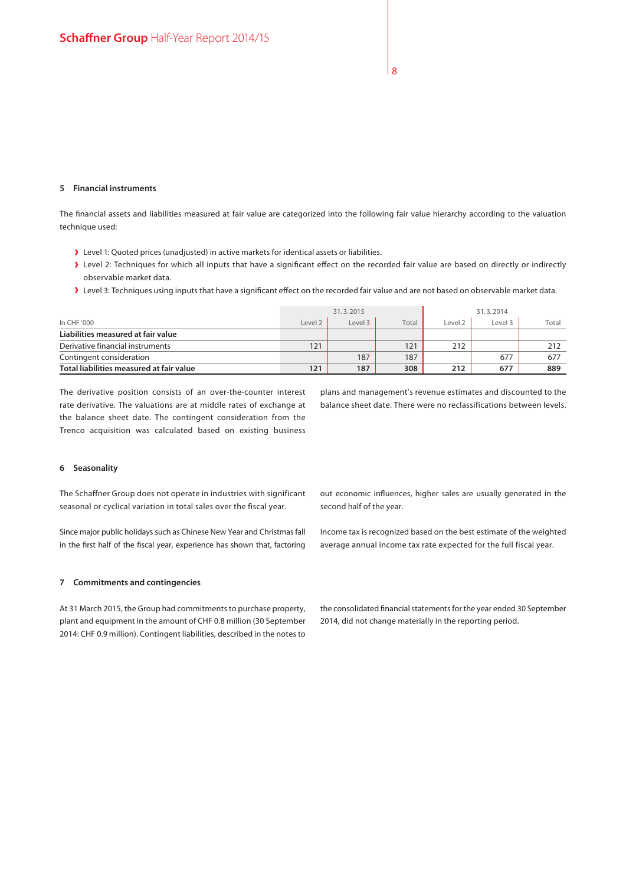## 5 Financial instruments

The financial assets and liabilities measured at fair value are categorized into the following fair value hierarchy according to the valuation technique used:

- Level 1: Quoted prices (unadjusted) in active markets for identical assets or liabilities.
- Level 2: Techniques for which all inputs that have a significant effect on the recorded fair value are based on directly or indirectly observable market data.
- Level 3: Techniques using inputs that have a significant effect on the recorded fair value and are not based on observable market data.

| | 31.3.2015 | | | 31.3.2014 | | |
|---|---|---|---|---|---|---|
| In CHF '000 | Level 2 | Level 3 | Total | Level 2 | Level 3 | Total |
| **Liabilities measured at fair value** | | | | | | |
| Derivative financial instruments | 121 | | 121 | 212 | | 212 |
| Contingent consideration | | 187 | 187 | | 677 | 677 |
| **Total liabilities measured at fair value** | **121** | **187** | **308** | **212** | **677** | **889** |

The derivative position consists of an over-the-counter interest rate derivative. The valuations are at middle rates of exchange at the balance sheet date. The contingent consideration from the Trenco acquisition was calculated based on existing business plans and management's revenue estimates and discounted to the balance sheet date. There were no reclassifications between levels.

## 6 Seasonality

The Schaffner Group does not operate in industries with significant seasonal or cyclical variation in total sales over the fiscal year.

Since major public holidays such as Chinese New Year and Christmas fall in the first half of the fiscal year, experience has shown that, factoring out economic influences, higher sales are usually generated in the second half of the year.

Income tax is recognized based on the best estimate of the weighted average annual income tax rate expected for the full fiscal year.

## 7 Commitments and contingencies

At 31 March 2015, the Group had commitments to purchase property, plant and equipment in the amount of CHF 0.8 million (30 September 2014: CHF 0.9 million). Contingent liabilities, described in the notes to the consolidated financial statements for the year ended 30 September 2014, did not change materially in the reporting period.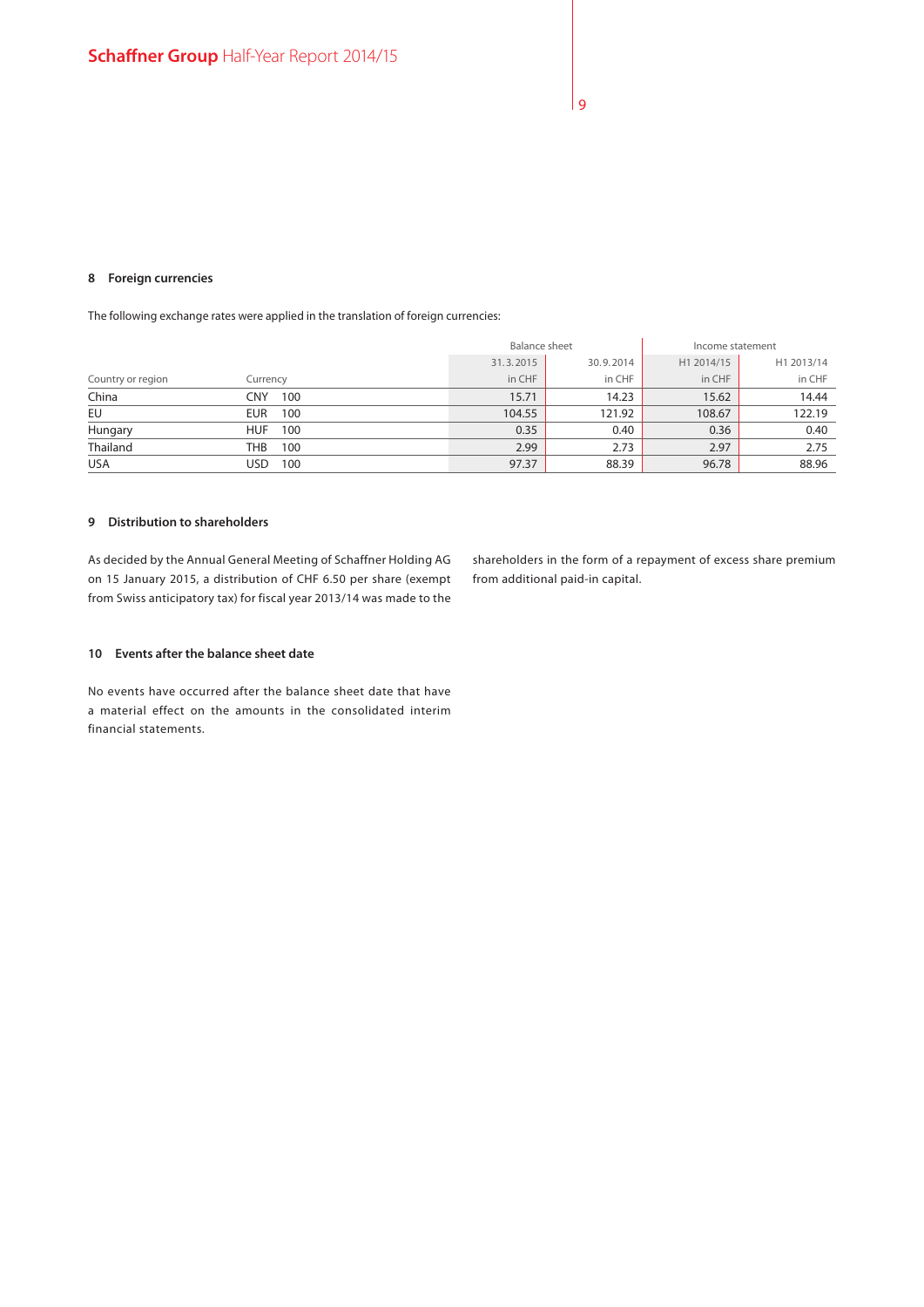## 8 Foreign currencies

The following exchange rates were applied in the translation of foreign currencies:

| | | | Balance sheet | | Income statement | |
|---|---|---|---|---|---|---|
| | | | 31.3.2015 | 30.9.2014 | H1 2014/15 | H1 2013/14 |
| Country or region | Currency | | in CHF | in CHF | in CHF | in CHF |
| China | CNY | 100 | 15.71 | 14.23 | 15.62 | 14.44 |
| EU | EUR | 100 | 104.55 | 121.92 | 108.67 | 122.19 |
| Hungary | HUF | 100 | 0.35 | 0.40 | 0.36 | 0.40 |
| Thailand | THB | 100 | 2.99 | 2.73 | 2.97 | 2.75 |
| USA | USD | 100 | 97.37 | 88.39 | 96.78 | 88.96 |

## 9 Distribution to shareholders

As decided by the Annual General Meeting of Schaffner Holding AG on 15 January 2015, a distribution of CHF 6.50 per share (exempt from Swiss anticipatory tax) for fiscal year 2013/14 was made to the shareholders in the form of a repayment of excess share premium from additional paid-in capital.

## 10 Events after the balance sheet date

No events have occurred after the balance sheet date that have a material effect on the amounts in the consolidated interim financial statements.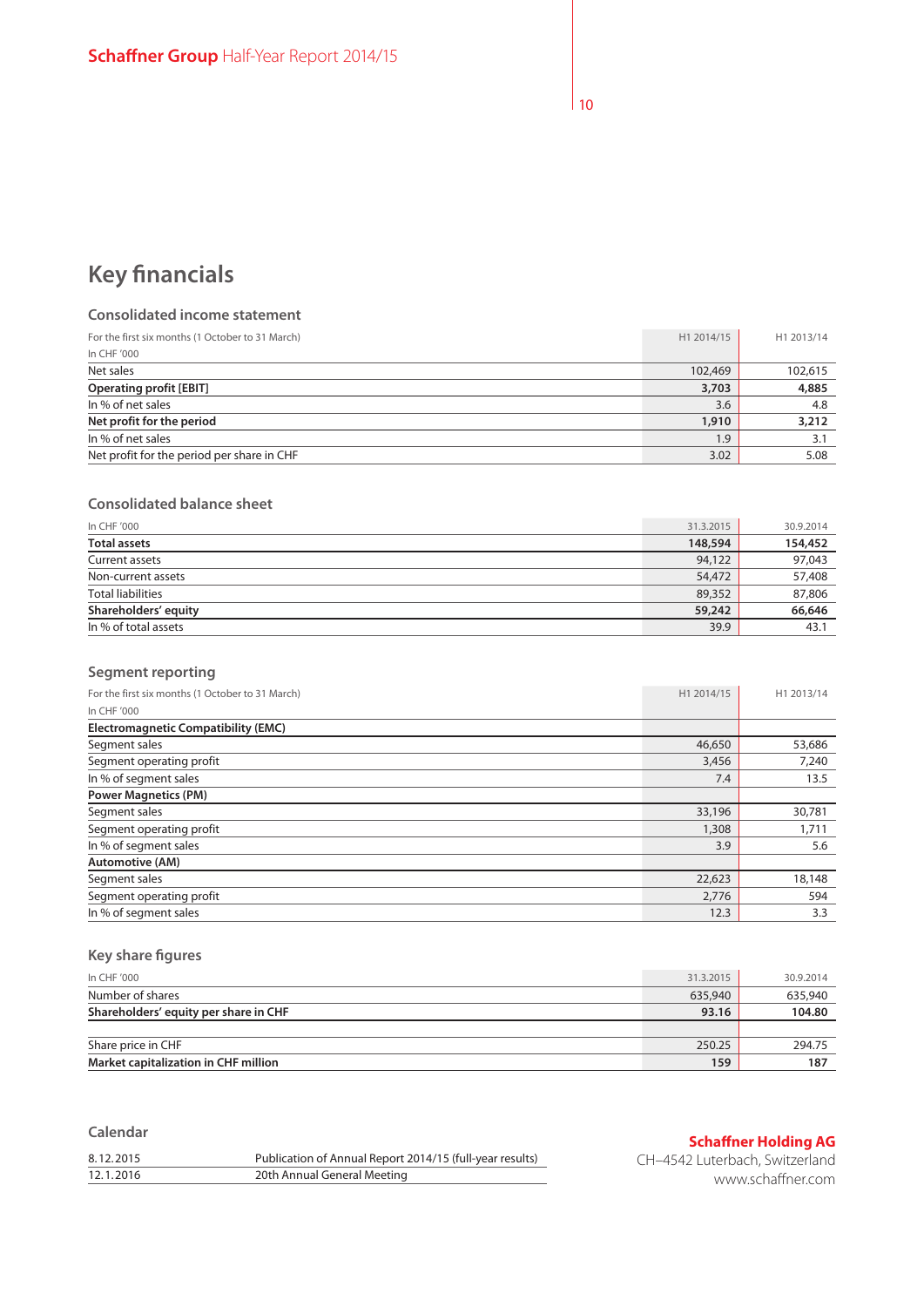# Key financials

## Consolidated income statement

| For the first six months (1 October to 31 March)<br>In CHF '000 | H1 2014/15 | H1 2013/14 |
|---|---|---|
| Net sales | 102,469 | 102,615 |
| **Operating profit [EBIT]** | **3,703** | **4,885** |
| In % of net sales | 3.6 | 4.8 |
| **Net profit for the period** | **1,910** | **3,212** |
| In % of net sales | 1.9 | 3.1 |
| Net profit for the period per share in CHF | 3.02 | 5.08 |

## Consolidated balance sheet

| In CHF '000 | 31.3.2015 | 30.9.2014 |
|---|---|---|
| **Total assets** | **148,594** | **154,452** |
| Current assets | 94,122 | 97,043 |
| Non-current assets | 54,472 | 57,408 |
| Total liabilities | 89,352 | 87,806 |
| **Shareholders' equity** | **59,242** | **66,646** |
| In % of total assets | 39.9 | 43.1 |

## Segment reporting

| For the first six months (1 October to 31 March)<br>In CHF '000 | H1 2014/15 | H1 2013/14 |
|---|---|---|
| **Electromagnetic Compatibility (EMC)** | | |
| Segment sales | 46,650 | 53,686 |
| Segment operating profit | 3,456 | 7,240 |
| In % of segment sales | 7.4 | 13.5 |
| **Power Magnetics (PM)** | | |
| Segment sales | 33,196 | 30,781 |
| Segment operating profit | 1,308 | 1,711 |
| In % of segment sales | 3.9 | 5.6 |
| **Automotive (AM)** | | |
| Segment sales | 22,623 | 18,148 |
| Segment operating profit | 2,776 | 594 |
| In % of segment sales | 12.3 | 3.3 |

## Key share figures

| In CHF '000 | 31.3.2015 | 30.9.2014 |
|---|---|---|
| Number of shares | 635,940 | 635,940 |
| **Shareholders' equity per share in CHF** | **93.16** | **104.80** |
| | | |
| Share price in CHF | 250.25 | 294.75 |
| **Market capitalization in CHF million** | **159** | **187** |

## Calendar

| | |
|---|---|
| 8.12.2015 | Publication of Annual Report 2014/15 (full-year results) |
| 12.1.2016 | 20th Annual General Meeting |

**Schaffner Holding AG**
CH–4542 Luterbach, Switzerland
www.schaffner.com